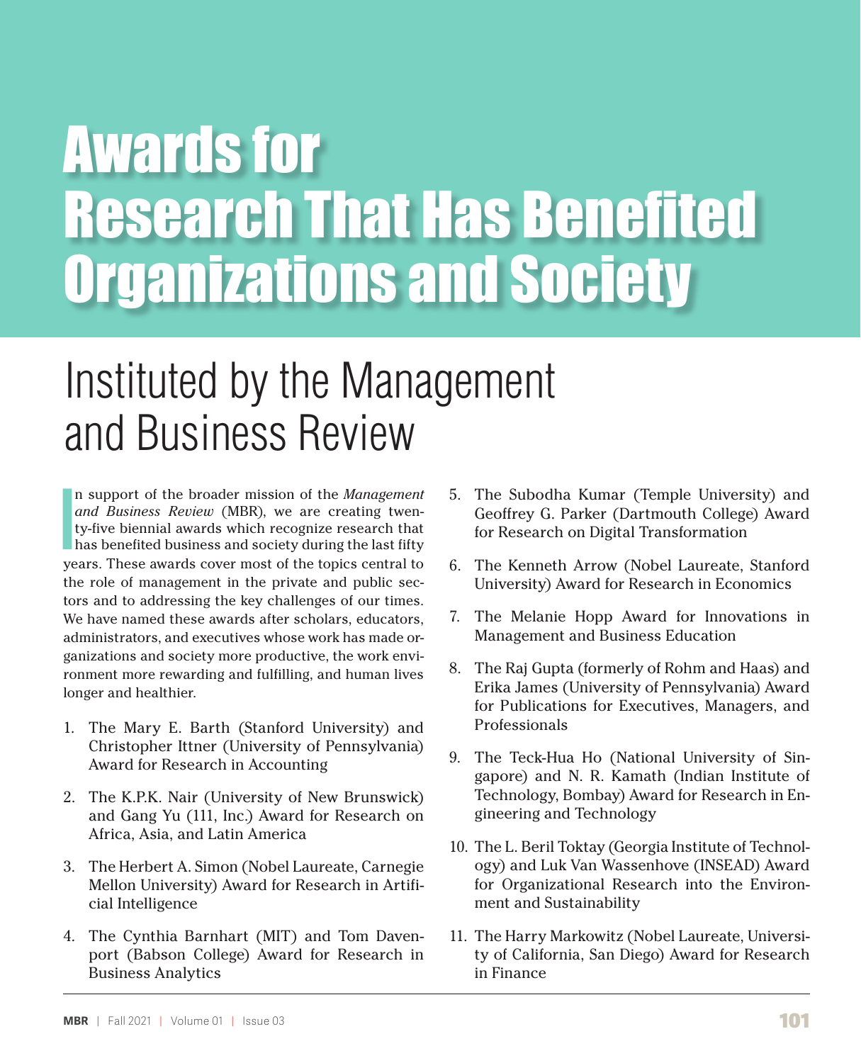# Awards for Research That Has Benefited Organizations and Society

## Instituted by the Management and Business Review

In support of the broader mission of the *Management and Business Review* (MBR), we are creating twenty-five biennial awards which recognize research that has benefited business and society during the last fifty years. These awards cover most of the topics central to the role of management in the private and public sectors and to addressing the key challenges of our times. We have named these awards after scholars, educators, administrators, and executives whose work has made organizations and society more productive, the work environment more rewarding and fulfilling, and human lives longer and healthier.

1. The Mary E. Barth (Stanford University) and Christopher Ittner (University of Pennsylvania) Award for Research in Accounting
2. The K.P.K. Nair (University of New Brunswick) and Gang Yu (111, Inc.) Award for Research on Africa, Asia, and Latin America
3. The Herbert A. Simon (Nobel Laureate, Carnegie Mellon University) Award for Research in Artificial Intelligence
4. The Cynthia Barnhart (MIT) and Tom Davenport (Babson College) Award for Research in Business Analytics
5. The Subodha Kumar (Temple University) and Geoffrey G. Parker (Dartmouth College) Award for Research on Digital Transformation
6. The Kenneth Arrow (Nobel Laureate, Stanford University) Award for Research in Economics
7. The Melanie Hopp Award for Innovations in Management and Business Education
8. The Raj Gupta (formerly of Rohm and Haas) and Erika James (University of Pennsylvania) Award for Publications for Executives, Managers, and Professionals
9. The Teck-Hua Ho (National University of Singapore) and N. R. Kamath (Indian Institute of Technology, Bombay) Award for Research in Engineering and Technology
10. The L. Beril Toktay (Georgia Institute of Technology) and Luk Van Wassenhove (INSEAD) Award for Organizational Research into the Environment and Sustainability
11. The Harry Markowitz (Nobel Laureate, University of California, San Diego) Award for Research in Finance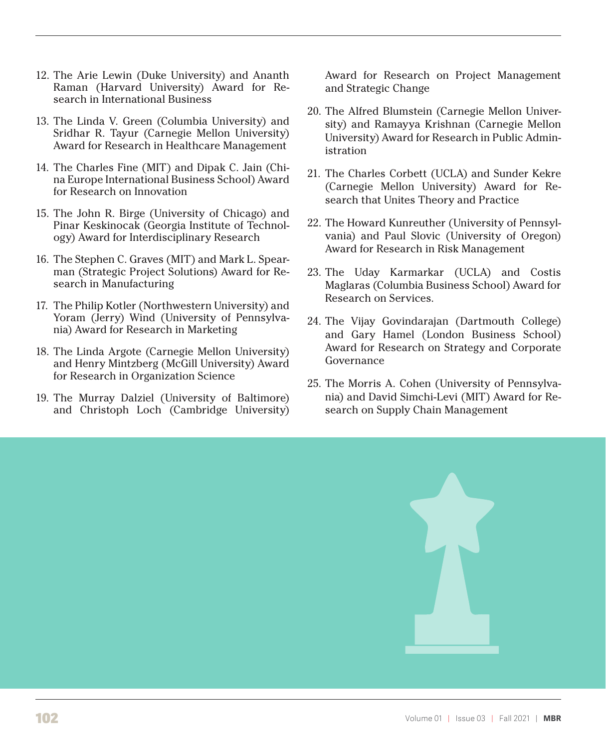12. The Arie Lewin (Duke University) and Ananth Raman (Harvard University) Award for Research in International Business

13. The Linda V. Green (Columbia University) and Sridhar R. Tayur (Carnegie Mellon University) Award for Research in Healthcare Management

14. The Charles Fine (MIT) and Dipak C. Jain (China Europe International Business School) Award for Research on Innovation

15. The John R. Birge (University of Chicago) and Pinar Keskinocak (Georgia Institute of Technology) Award for Interdisciplinary Research

16. The Stephen C. Graves (MIT) and Mark L. Spearman (Strategic Project Solutions) Award for Research in Manufacturing

17. The Philip Kotler (Northwestern University) and Yoram (Jerry) Wind (University of Pennsylvania) Award for Research in Marketing

18. The Linda Argote (Carnegie Mellon University) and Henry Mintzberg (McGill University) Award for Research in Organization Science

19. The Murray Dalziel (University of Baltimore) and Christoph Loch (Cambridge University) Award for Research on Project Management and Strategic Change

20. The Alfred Blumstein (Carnegie Mellon University) and Ramayya Krishnan (Carnegie Mellon University) Award for Research in Public Administration

21. The Charles Corbett (UCLA) and Sunder Kekre (Carnegie Mellon University) Award for Research that Unites Theory and Practice

22. The Howard Kunreuther (University of Pennsylvania) and Paul Slovic (University of Oregon) Award for Research in Risk Management

23. The Uday Karmarkar (UCLA) and Costis Maglaras (Columbia Business School) Award for Research on Services.

24. The Vijay Govindarajan (Dartmouth College) and Gary Hamel (London Business School) Award for Research on Strategy and Corporate Governance

25. The Morris A. Cohen (University of Pennsylvania) and David Simchi-Levi (MIT) Award for Research on Supply Chain Management